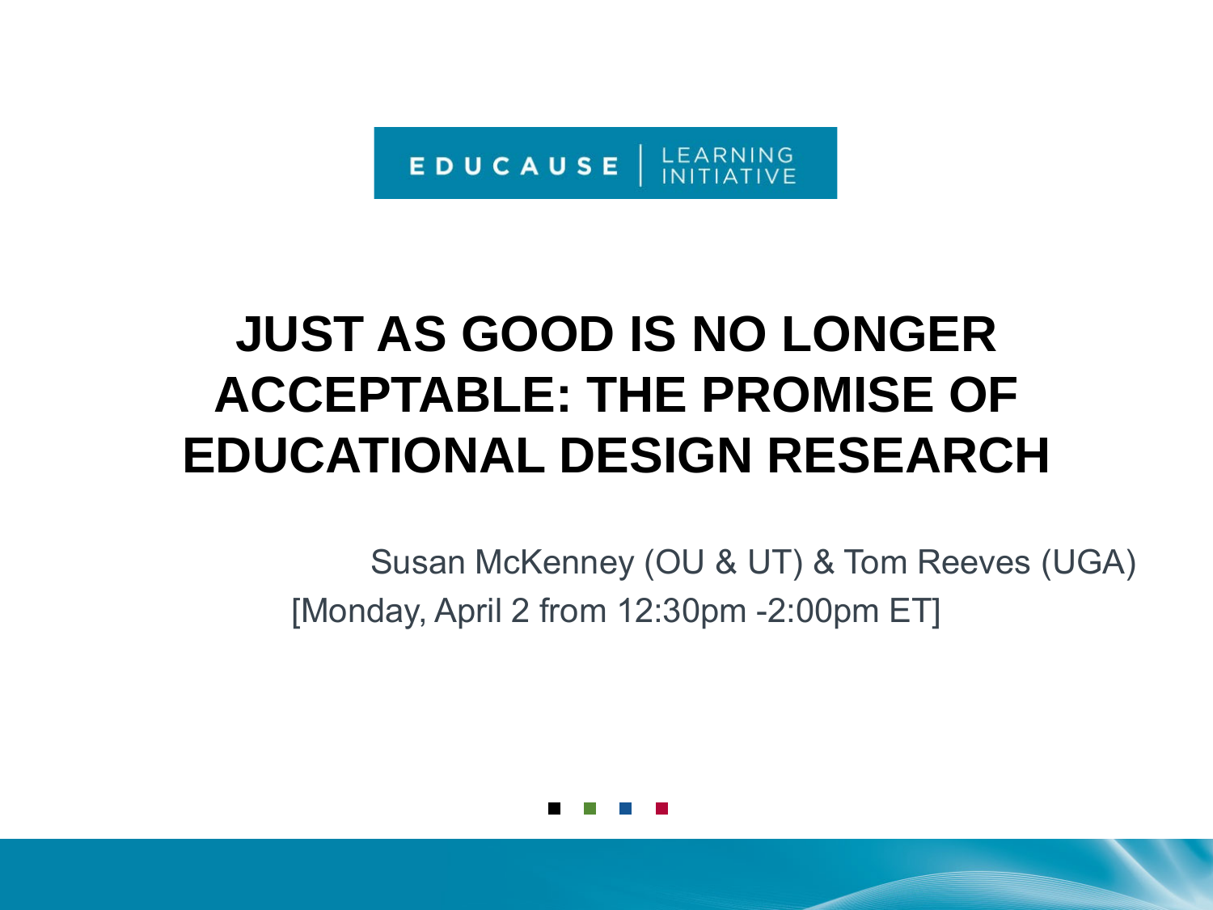EDUCAUSE | LEARNING INITIATIVE

# JUST AS GOOD IS NO LONGER ACCEPTABLE: THE PROMISE OF EDUCATIONAL DESIGN RESEARCH

Susan McKenney (OU & UT) & Tom Reeves (UGA)

[Monday, April 2 from 12:30pm -2:00pm ET]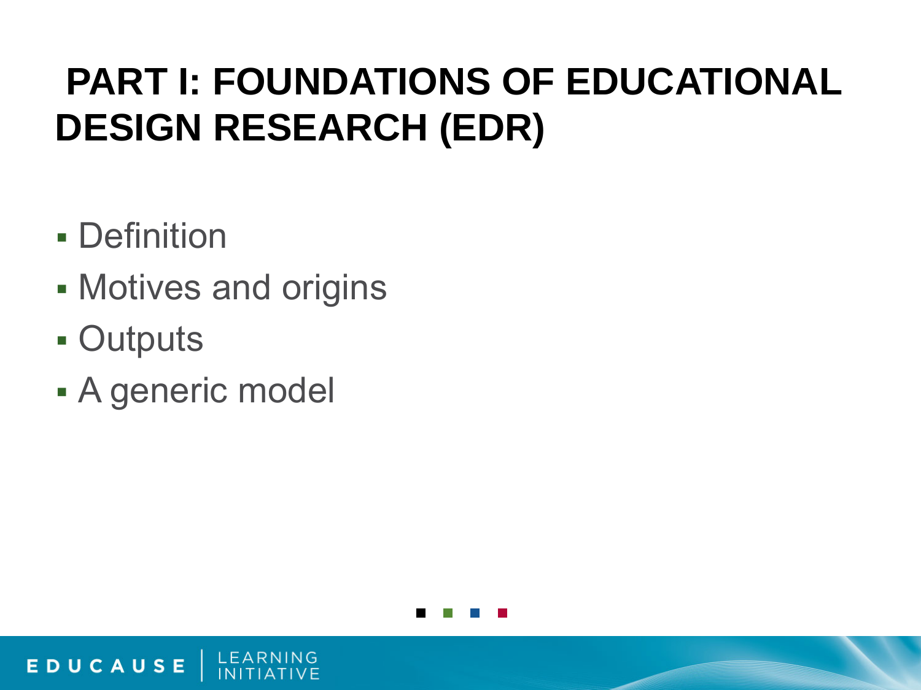# PART I: FOUNDATIONS OF EDUCATIONAL DESIGN RESEARCH (EDR)

- Definition
- Motives and origins
- Outputs
- A generic model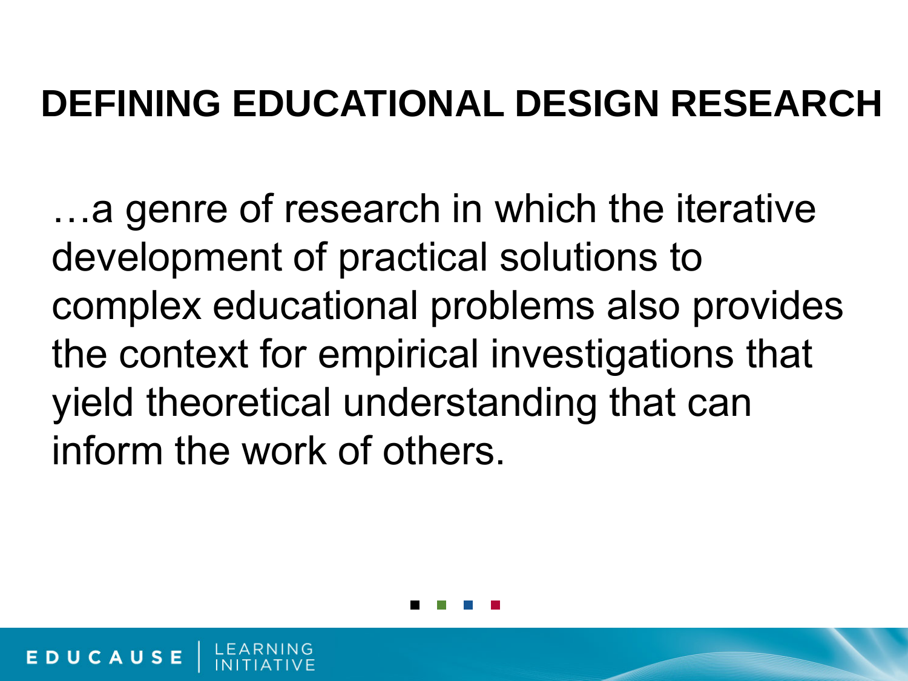# DEFINING EDUCATIONAL DESIGN RESEARCH

…a genre of research in which the iterative development of practical solutions to complex educational problems also provides the context for empirical investigations that yield theoretical understanding that can inform the work of others.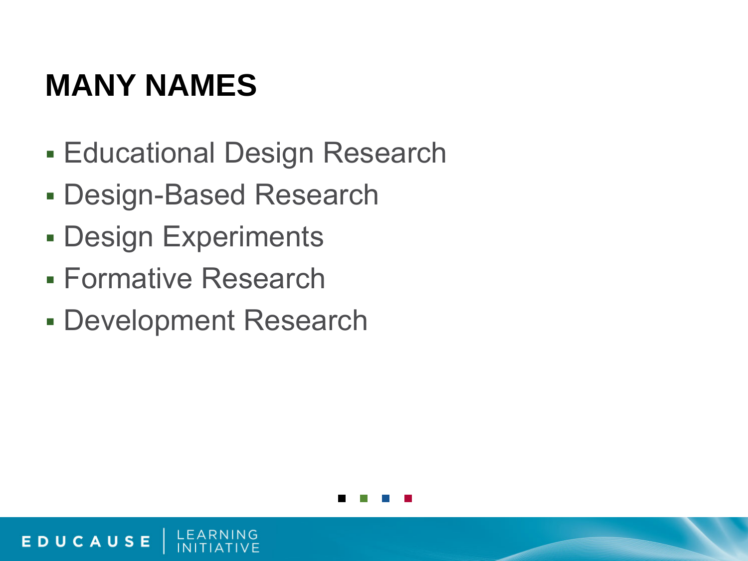# MANY NAMES

- Educational Design Research
- Design-Based Research
- Design Experiments
- Formative Research
- Development Research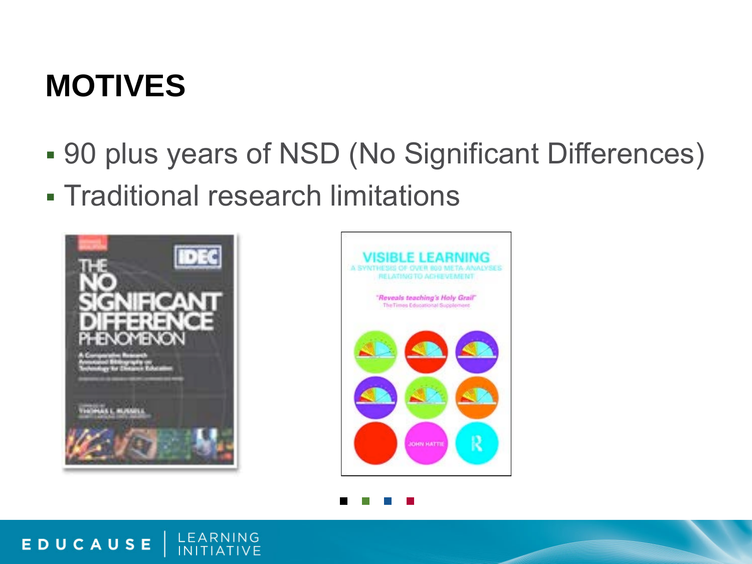# MOTIVES

- 90 plus years of NSD (No Significant Differences)
- Traditional research limitations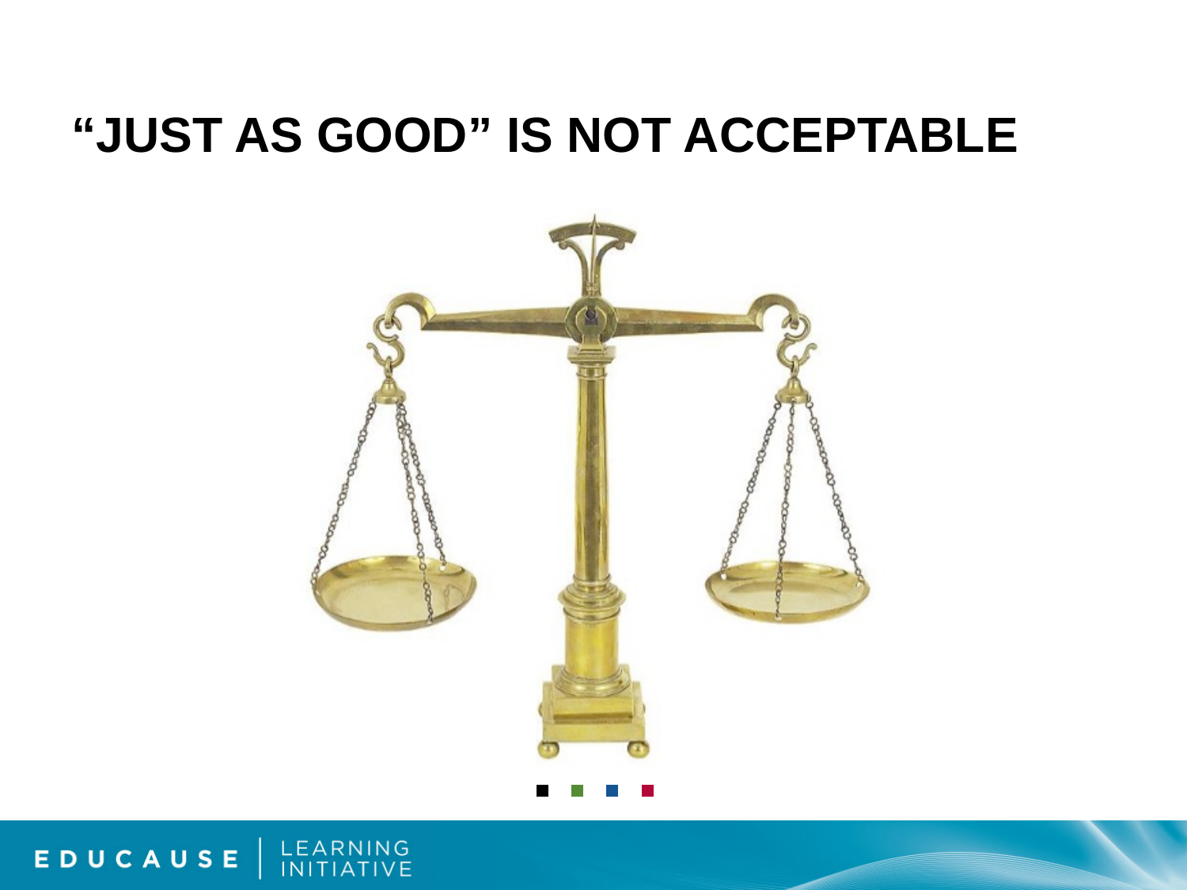# "JUST AS GOOD" IS NOT ACCEPTABLE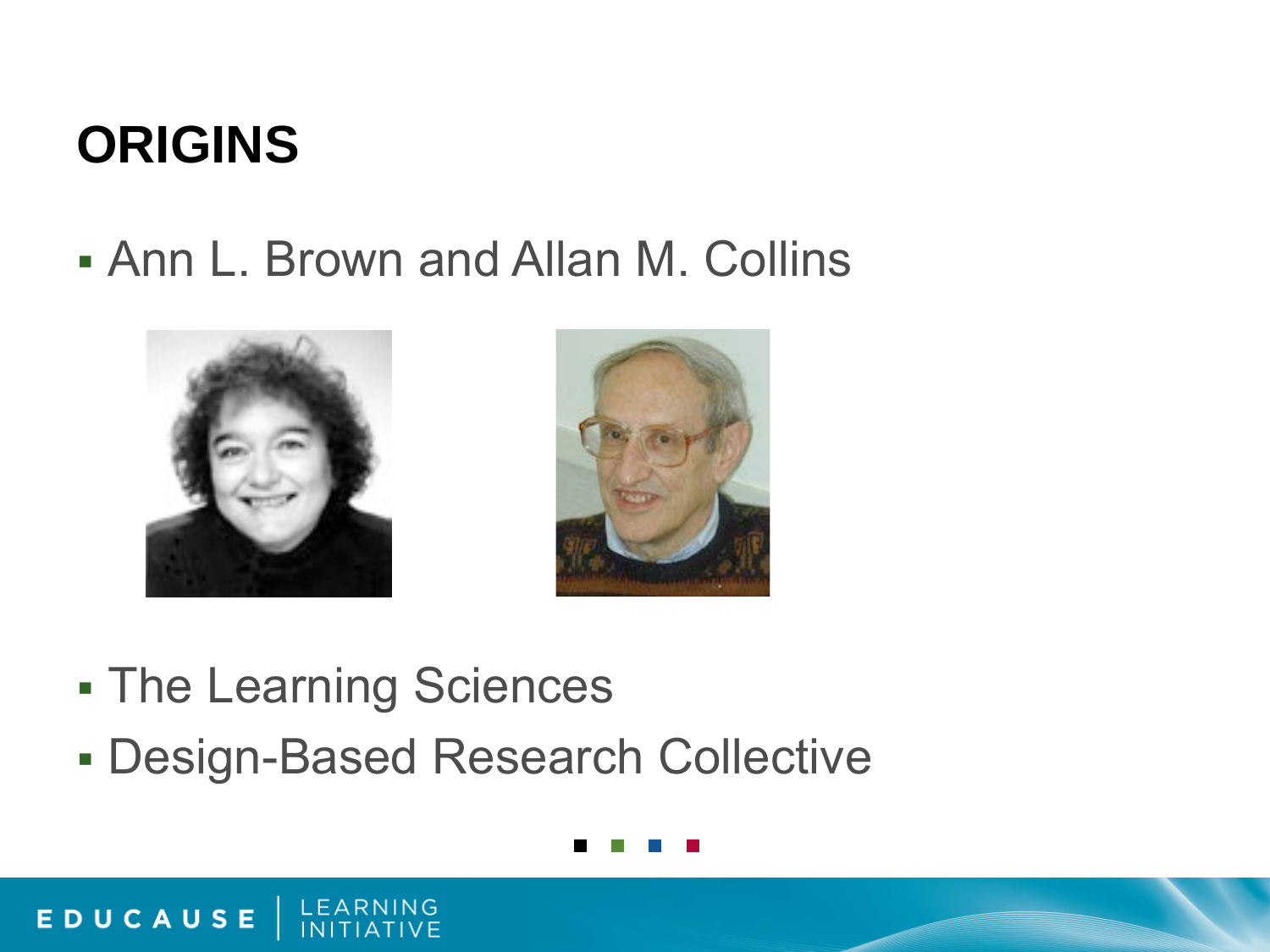# ORIGINS

- Ann L. Brown and Allan M. Collins
- The Learning Sciences
- Design-Based Research Collective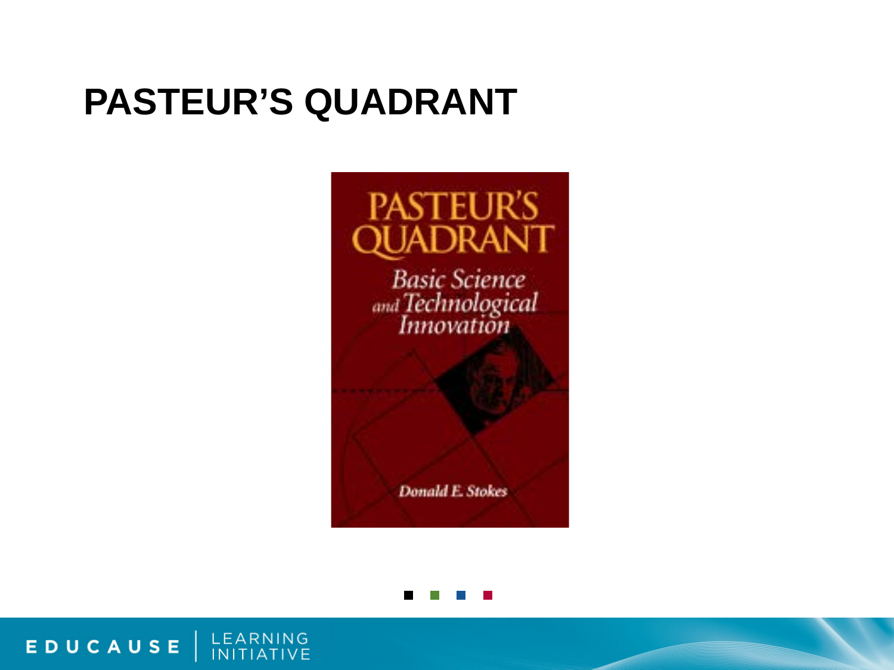# PASTEUR'S QUADRANT

PASTEUR'S QUADRANT

*Basic Science and Technological Innovation*

*Donald E. Stokes*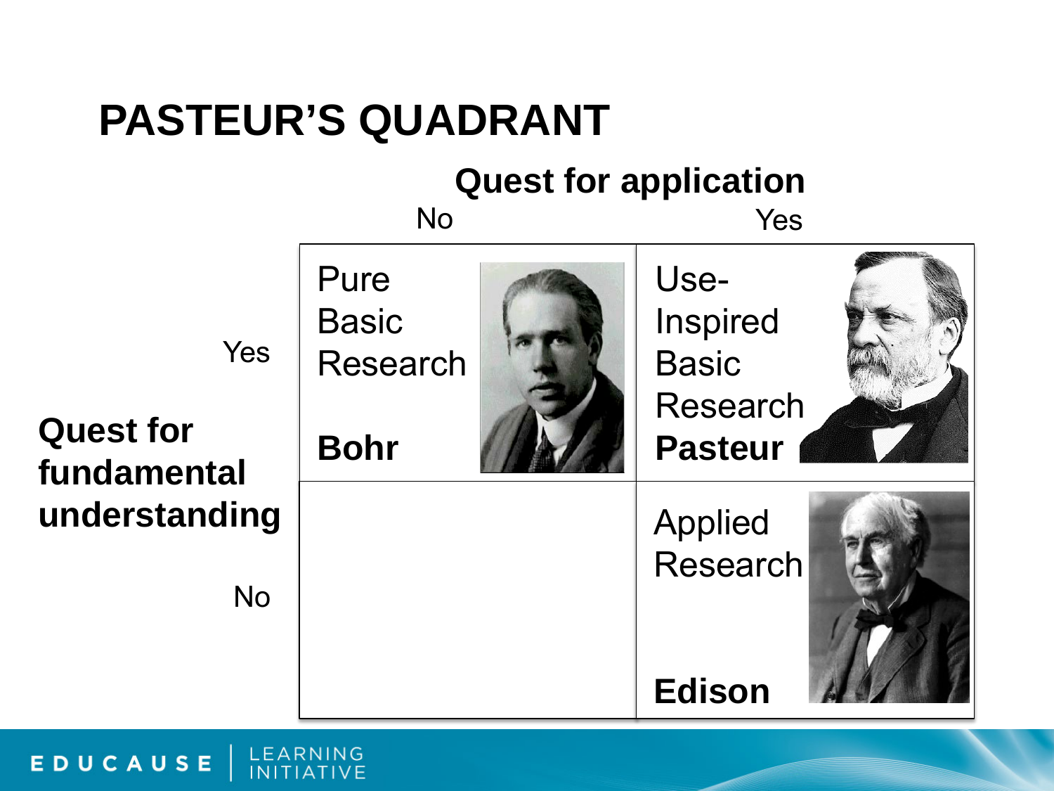# PASTEUR'S QUADRANT

| | | Quest for application: No | Quest for application: Yes |
|---|---|---|---|
| **Quest for fundamental understanding** | Yes | Pure Basic Research **Bohr** | Use-Inspired Basic Research **Pasteur** |
| | No | | Applied Research **Edison** |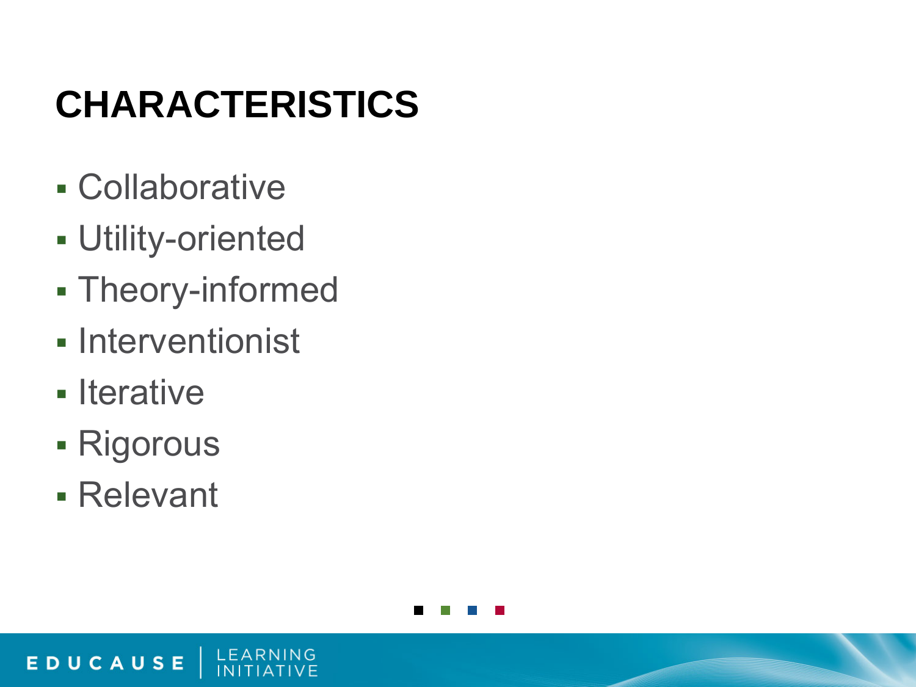# CHARACTERISTICS

- Collaborative
- Utility-oriented
- Theory-informed
- Interventionist
- Iterative
- Rigorous
- Relevant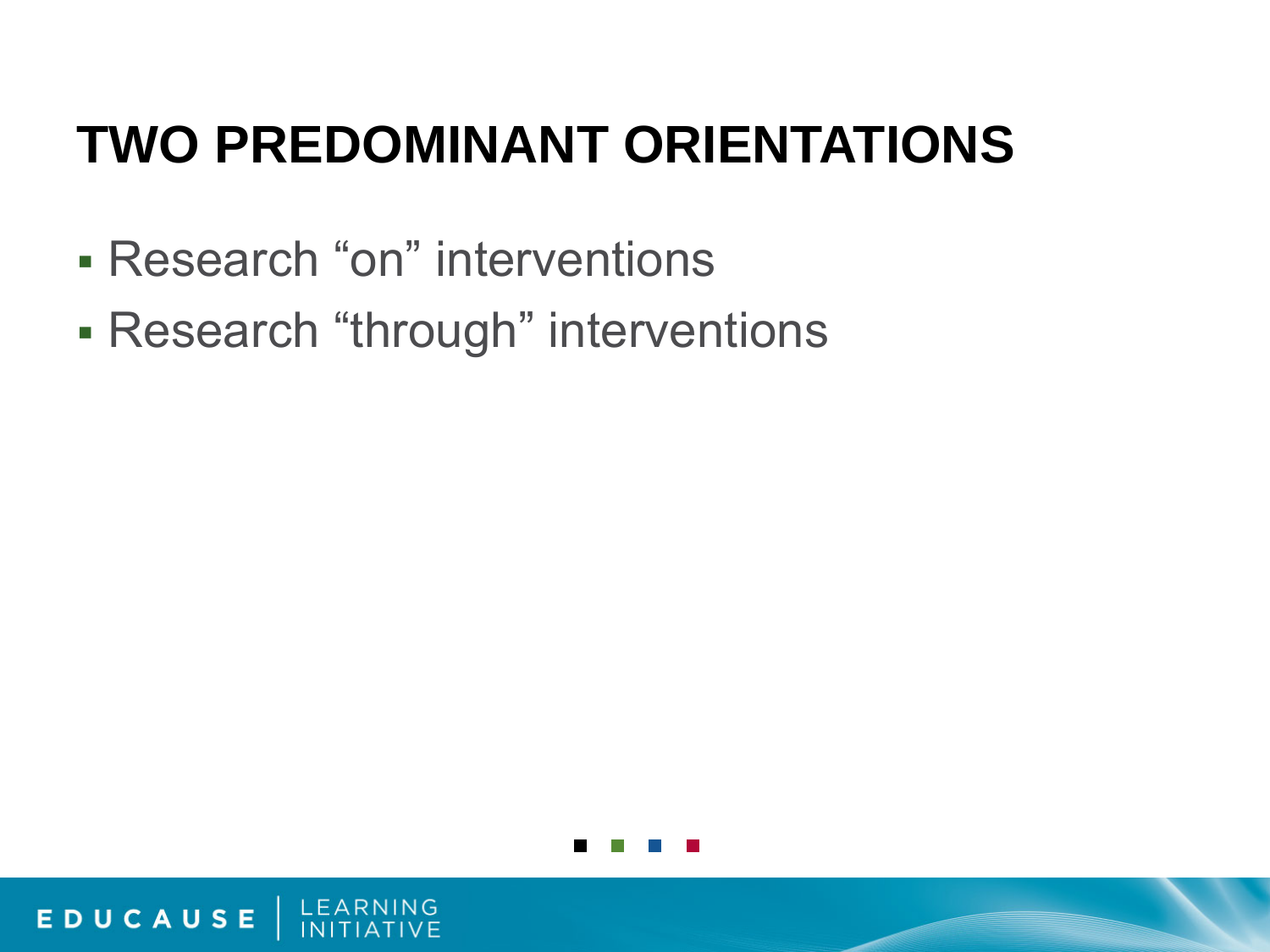# TWO PREDOMINANT ORIENTATIONS

- Research “on” interventions
- Research “through” interventions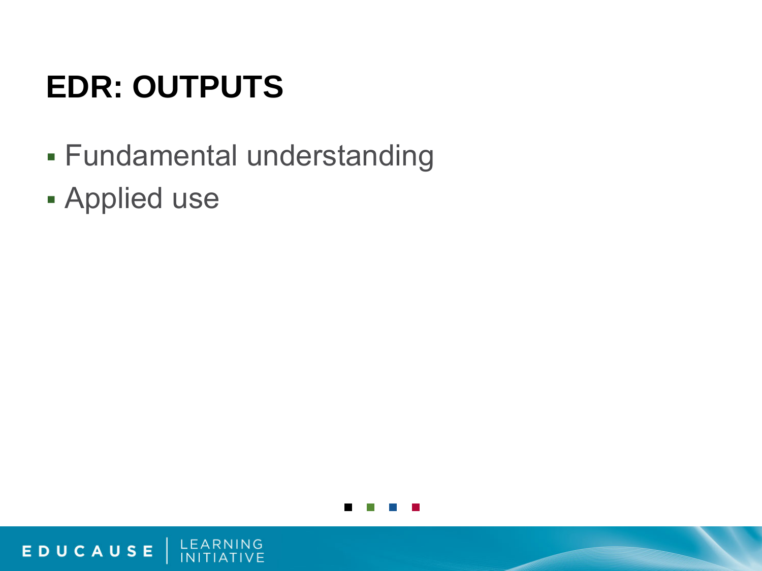# EDR: OUTPUTS

- Fundamental understanding
- Applied use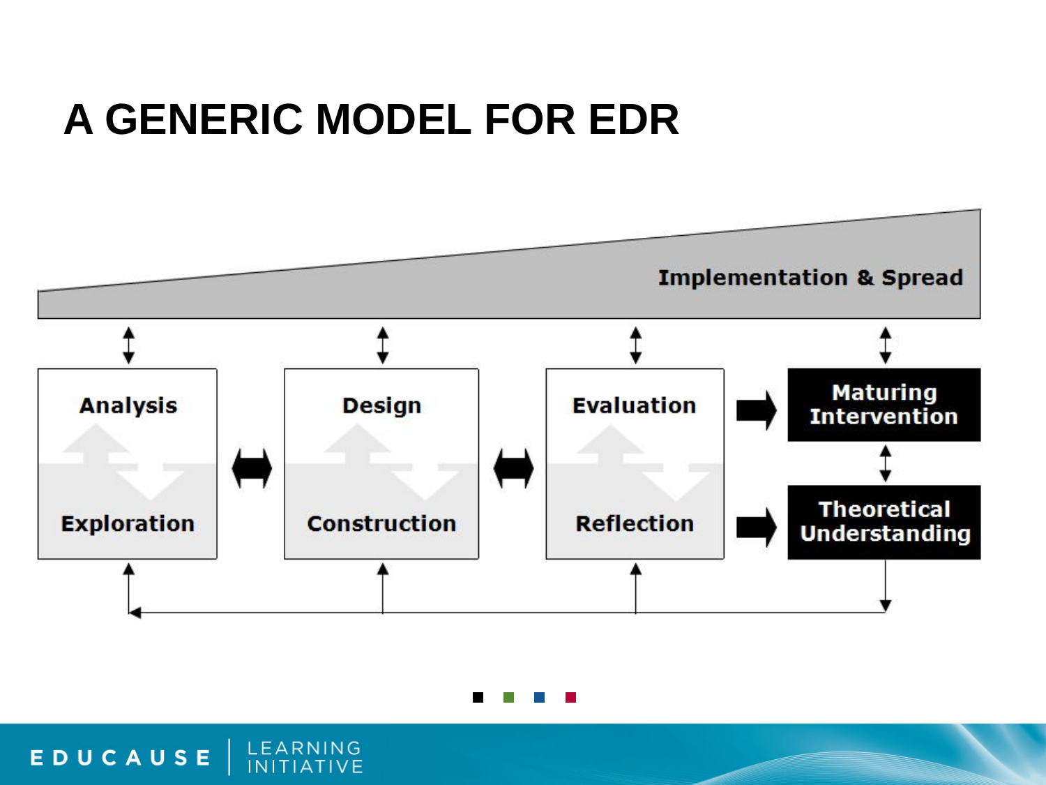# A GENERIC MODEL FOR EDR

Implementation & Spread

Analysis

Exploration

Design

Construction

Evaluation

Reflection

Maturing Intervention

Theoretical Understanding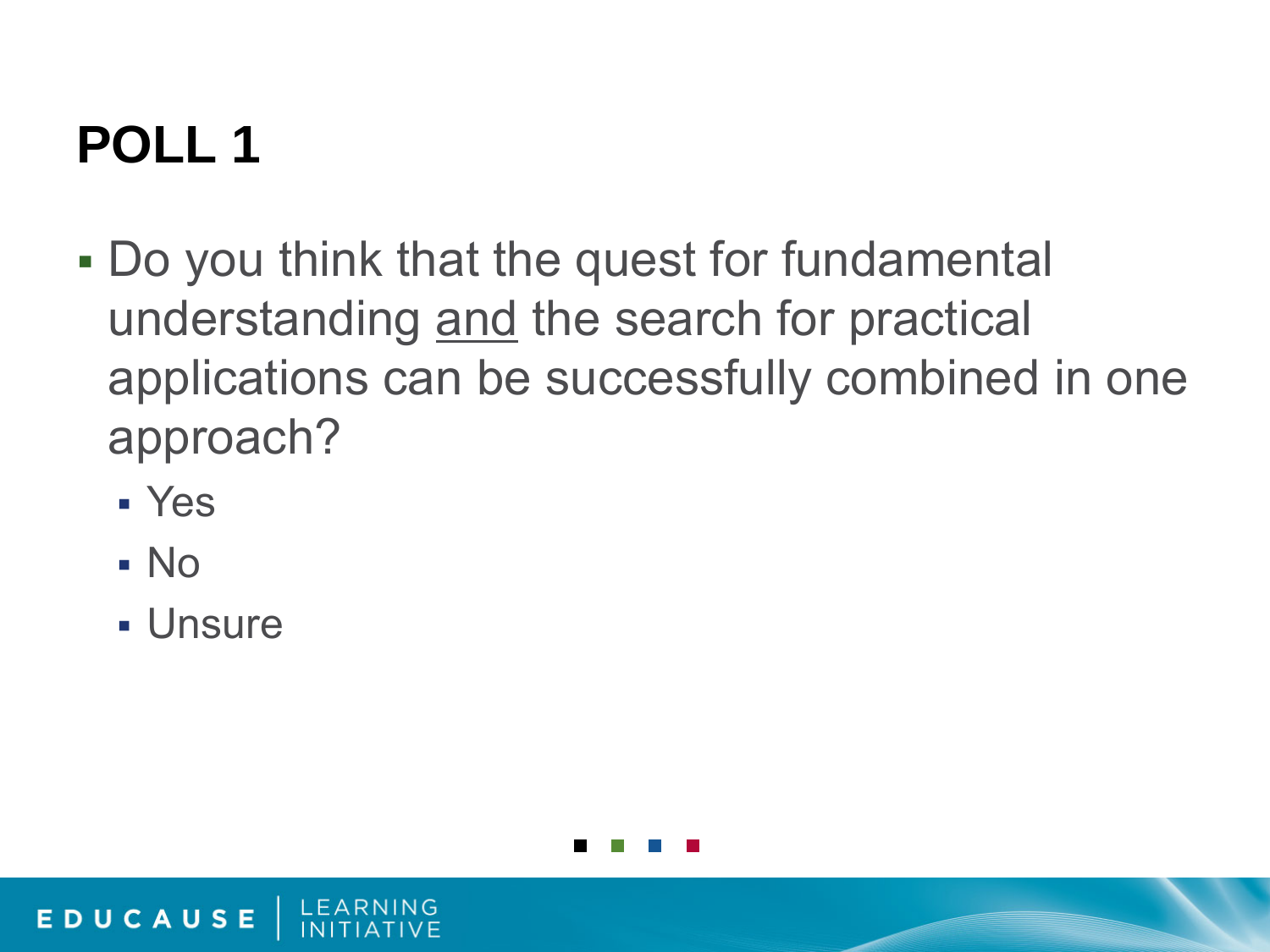# POLL 1

- Do you think that the quest for fundamental understanding <u>and</u> the search for practical applications can be successfully combined in one approach?
  - Yes
  - No
  - Unsure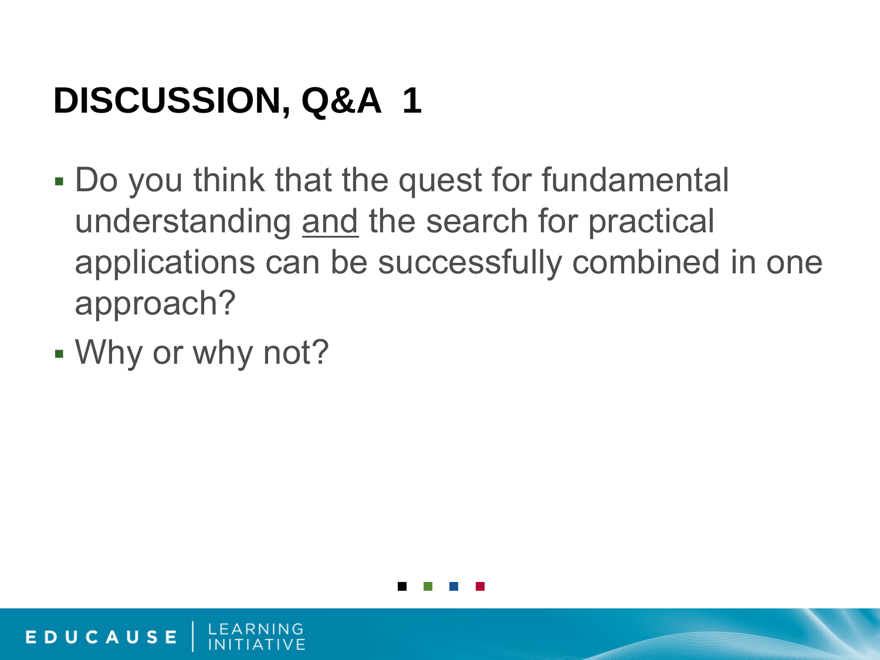# DISCUSSION, Q&A 1

- Do you think that the quest for fundamental understanding <u>and</u> the search for practical applications can be successfully combined in one approach?
- Why or why not?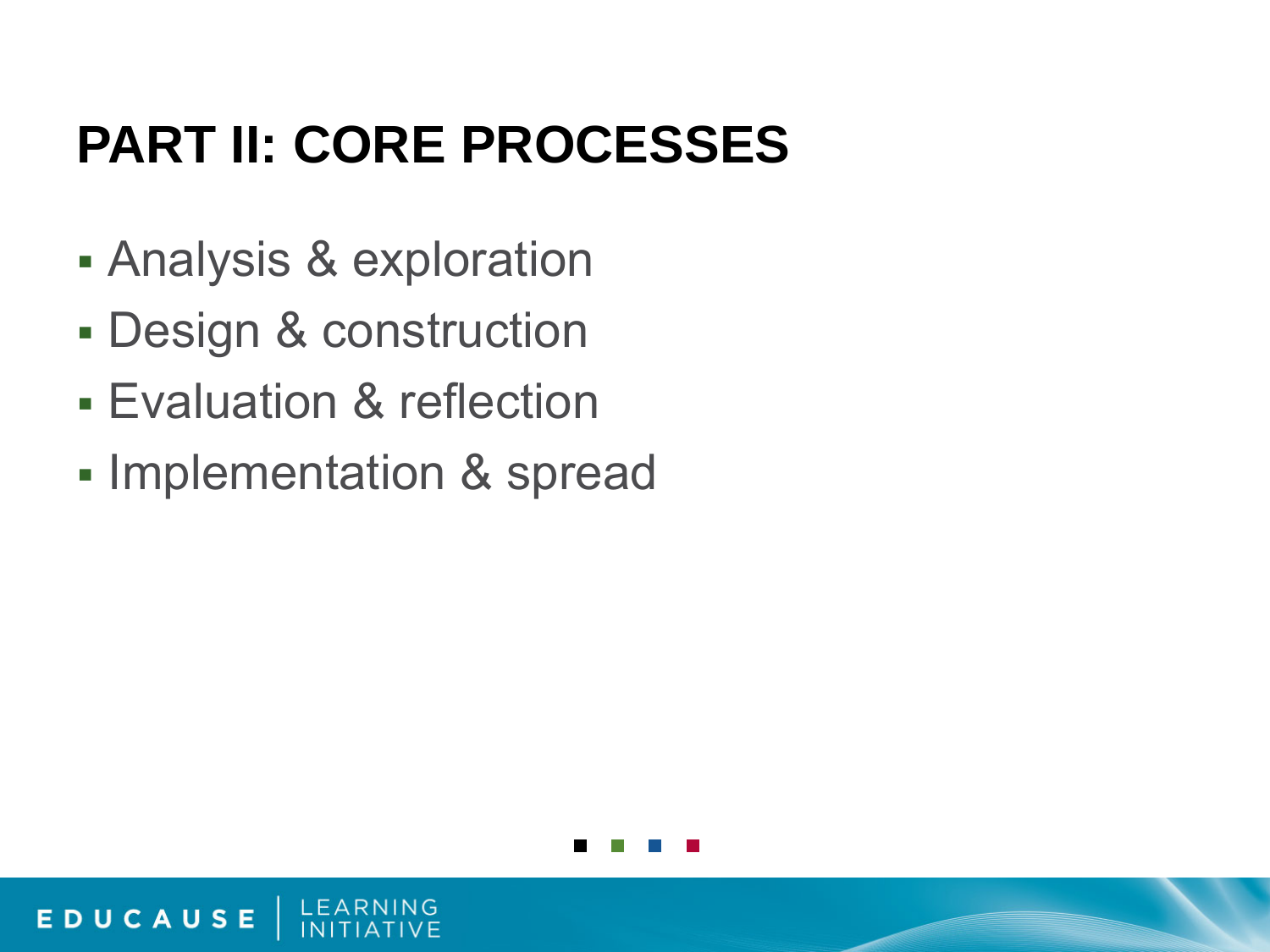# PART II: CORE PROCESSES

- Analysis & exploration
- Design & construction
- Evaluation & reflection
- Implementation & spread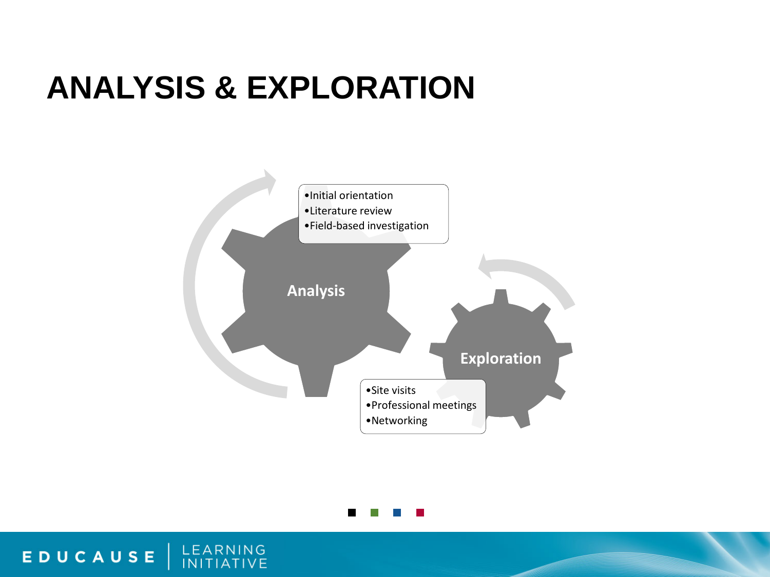# ANALYSIS & EXPLORATION

**Analysis**

- Initial orientation
- Literature review
- Field-based investigation

**Exploration**

- Site visits
- Professional meetings
- Networking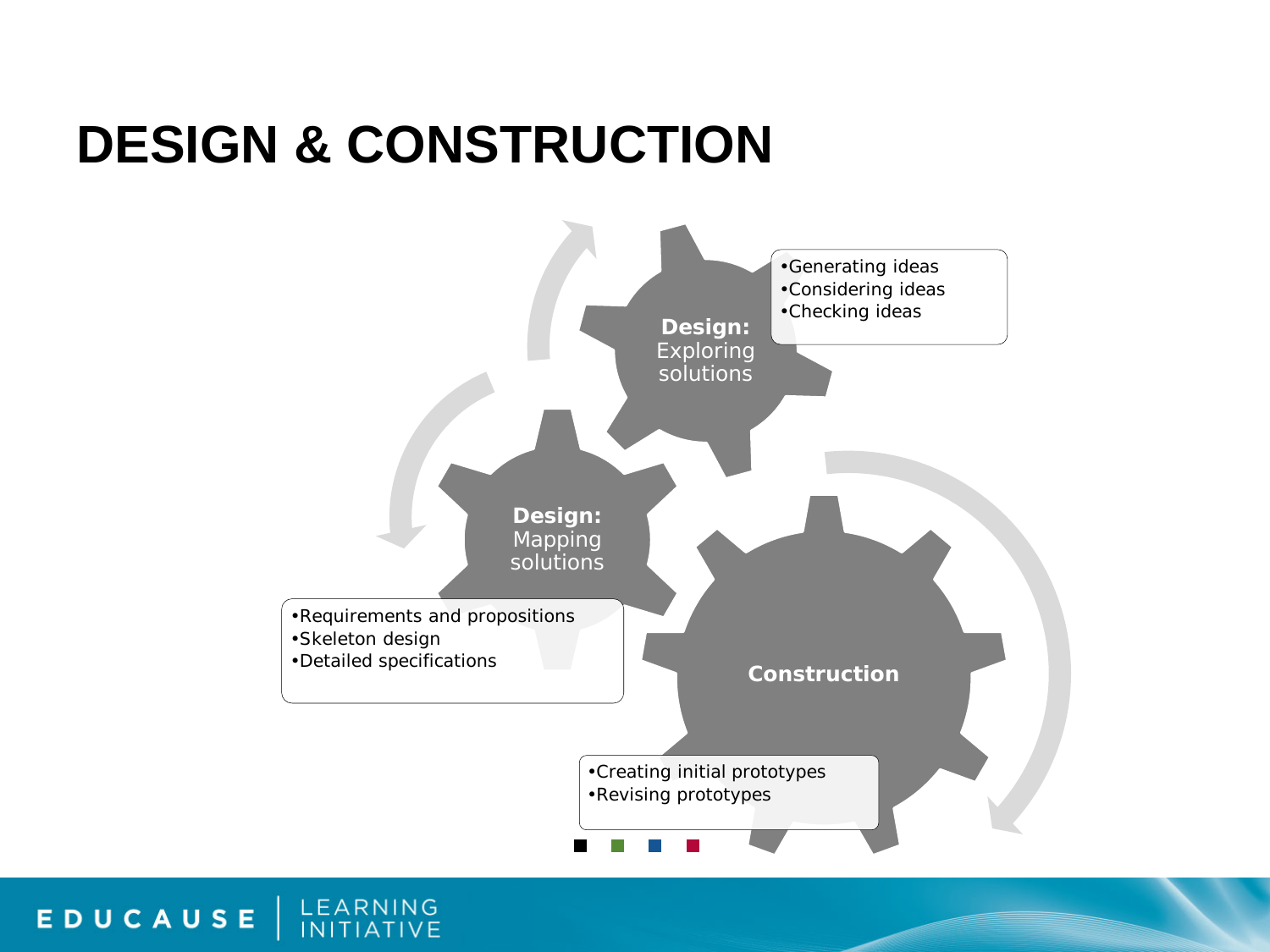# DESIGN & CONSTRUCTION

**Design:** Exploring solutions

- Generating ideas
- Considering ideas
- Checking ideas

**Design:** Mapping solutions

- Requirements and propositions
- Skeleton design
- Detailed specifications

**Construction**

- Creating initial prototypes
- Revising prototypes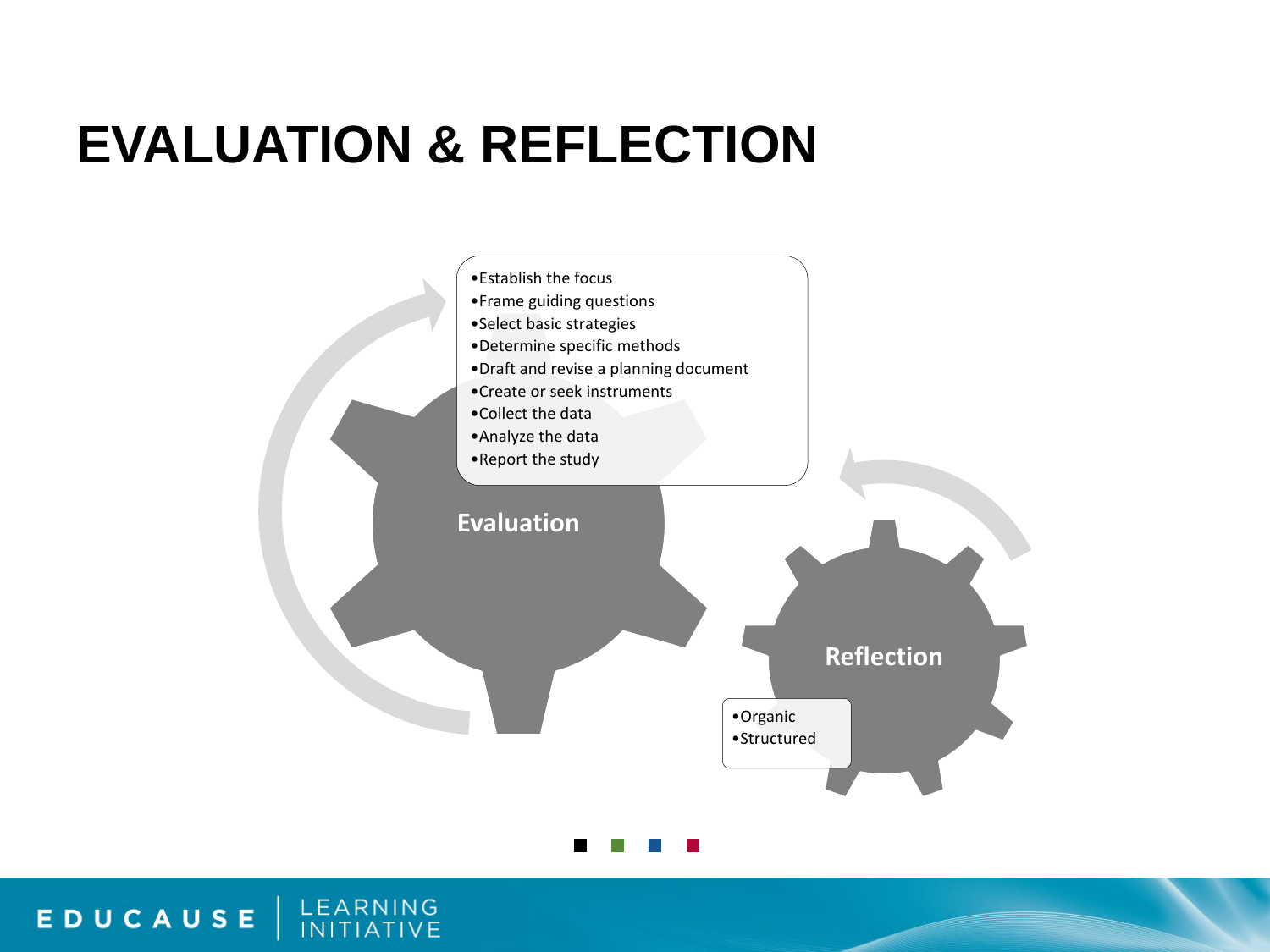# EVALUATION & REFLECTION

**Evaluation**

- Establish the focus
- Frame guiding questions
- Select basic strategies
- Determine specific methods
- Draft and revise a planning document
- Create or seek instruments
- Collect the data
- Analyze the data
- Report the study

**Reflection**

- Organic
- Structured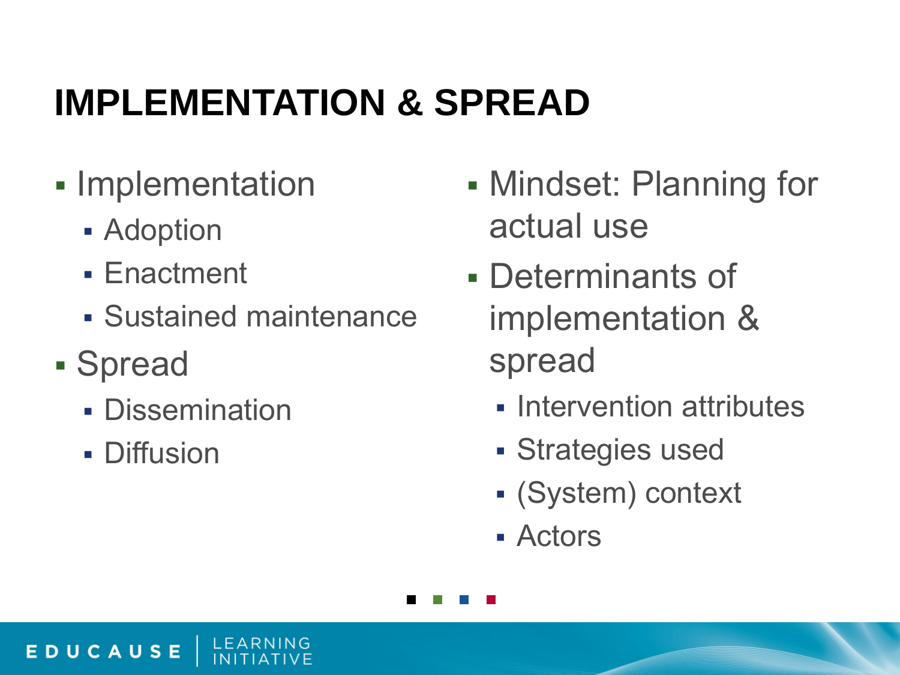# IMPLEMENTATION & SPREAD

- Implementation
  - Adoption
  - Enactment
  - Sustained maintenance
- Spread
  - Dissemination
  - Diffusion

- Mindset: Planning for actual use
- Determinants of implementation & spread
  - Intervention attributes
  - Strategies used
  - (System) context
  - Actors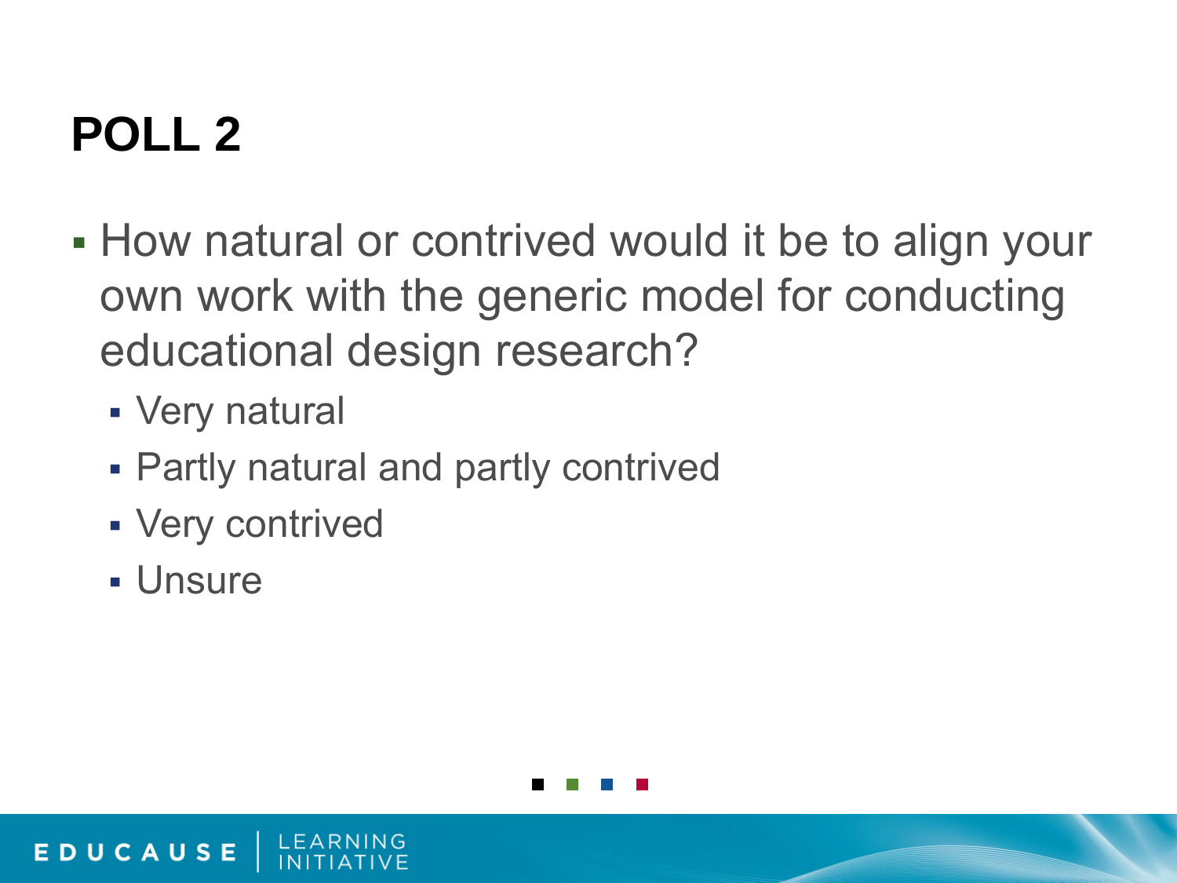# POLL 2

- How natural or contrived would it be to align your own work with the generic model for conducting educational design research?
  - Very natural
  - Partly natural and partly contrived
  - Very contrived
  - Unsure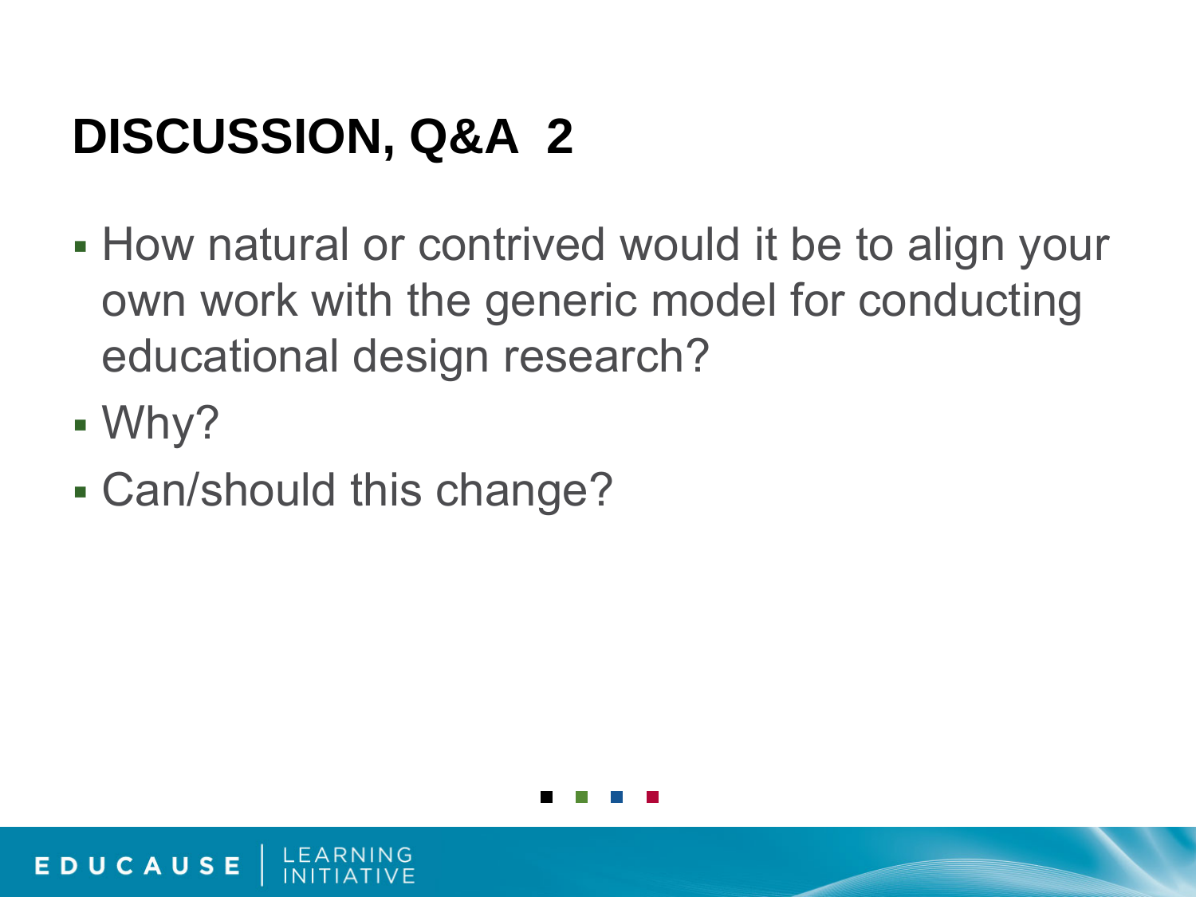# DISCUSSION, Q&A 2

- How natural or contrived would it be to align your own work with the generic model for conducting educational design research?
- Why?
- Can/should this change?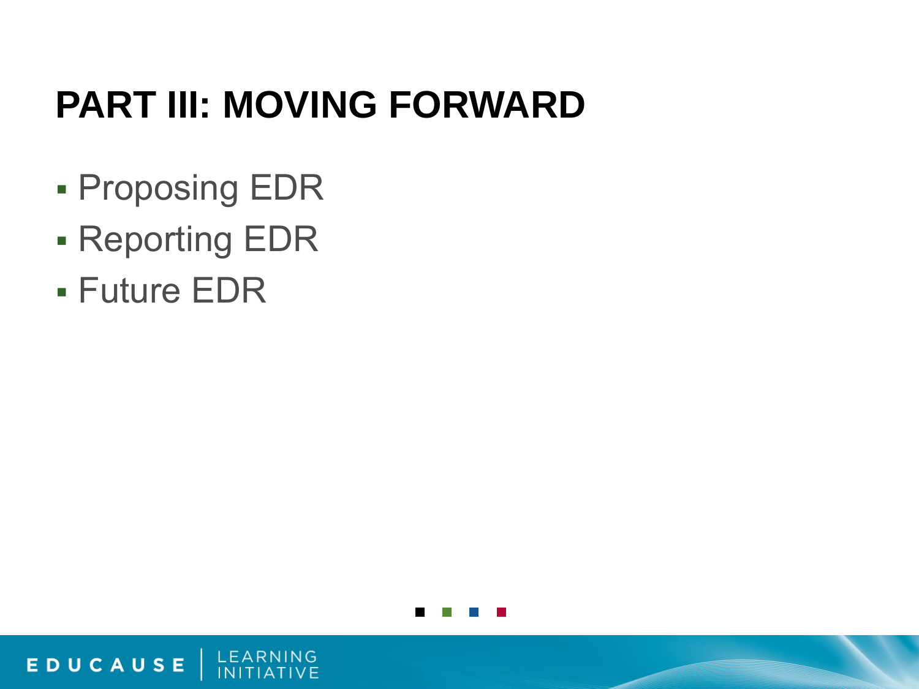# PART III: MOVING FORWARD

- Proposing EDR
- Reporting EDR
- Future EDR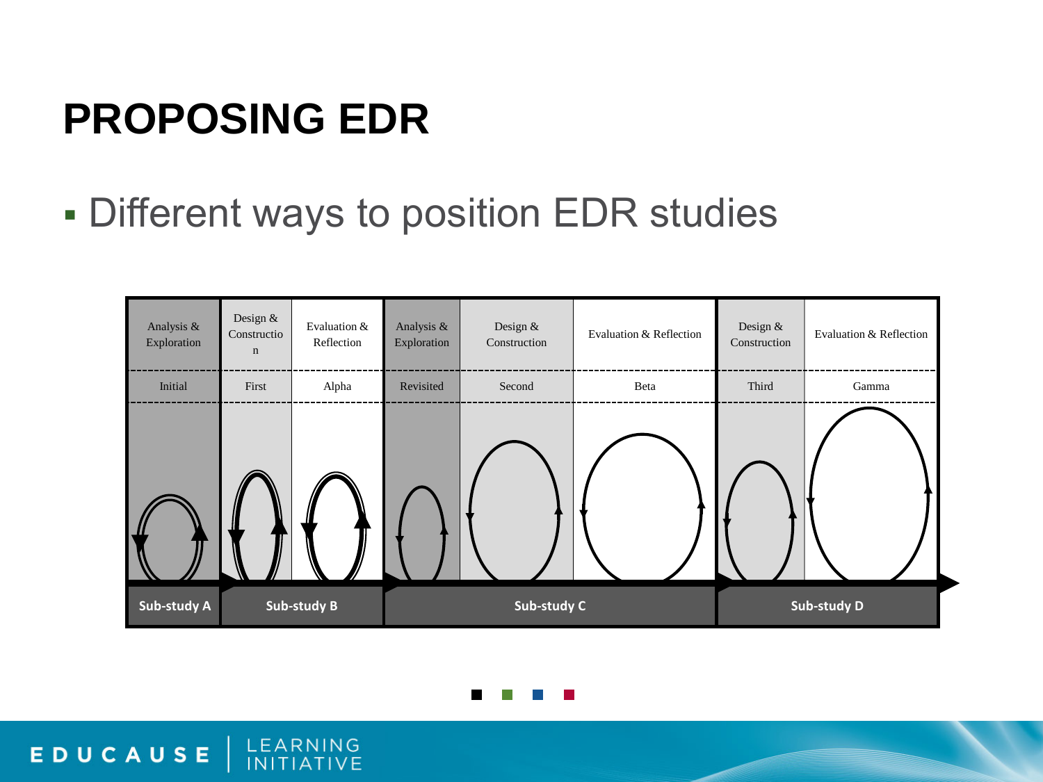# PROPOSING EDR

- Different ways to position EDR studies

| Analysis & Exploration | Design & Construction | Evaluation & Reflection | Analysis & Exploration | Design & Construction | Evaluation & Reflection | Design & Construction | Evaluation & Reflection |
|---|---|---|---|---|---|---|---|
| Initial | First | Alpha | Revisited | Second | Beta | Third | Gamma |
| Sub-study A | Sub-study B | | Sub-study C | | | Sub-study D | |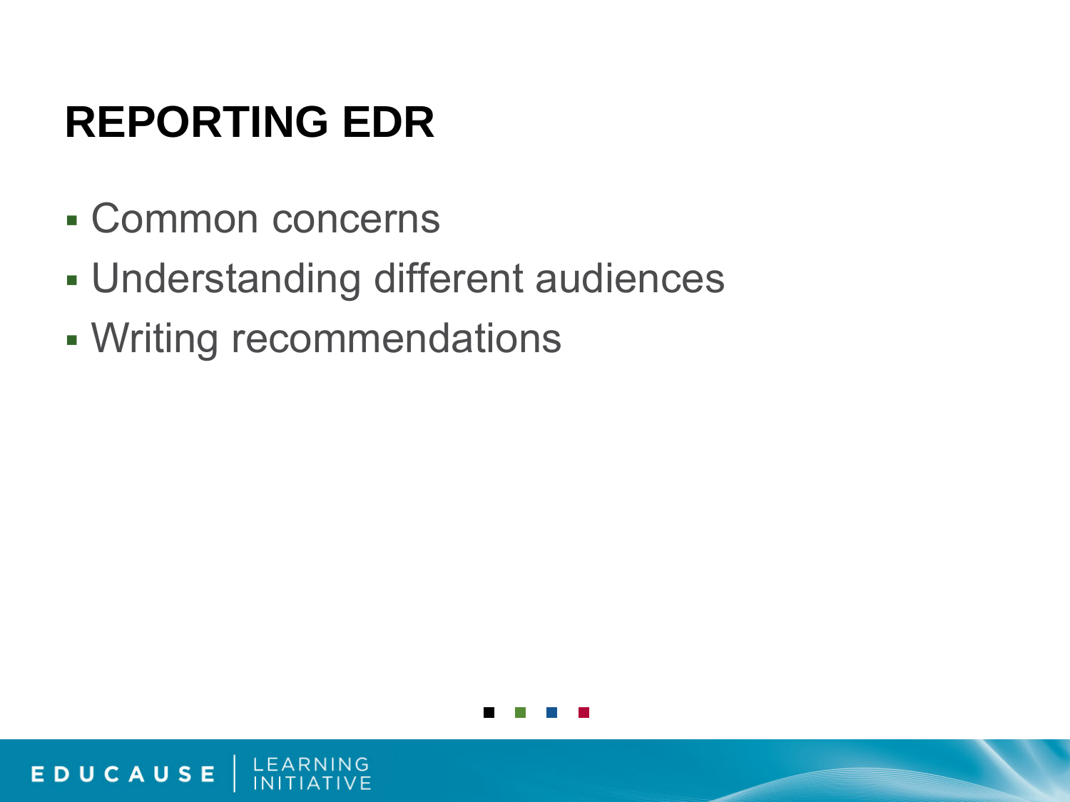# REPORTING EDR

- Common concerns
- Understanding different audiences
- Writing recommendations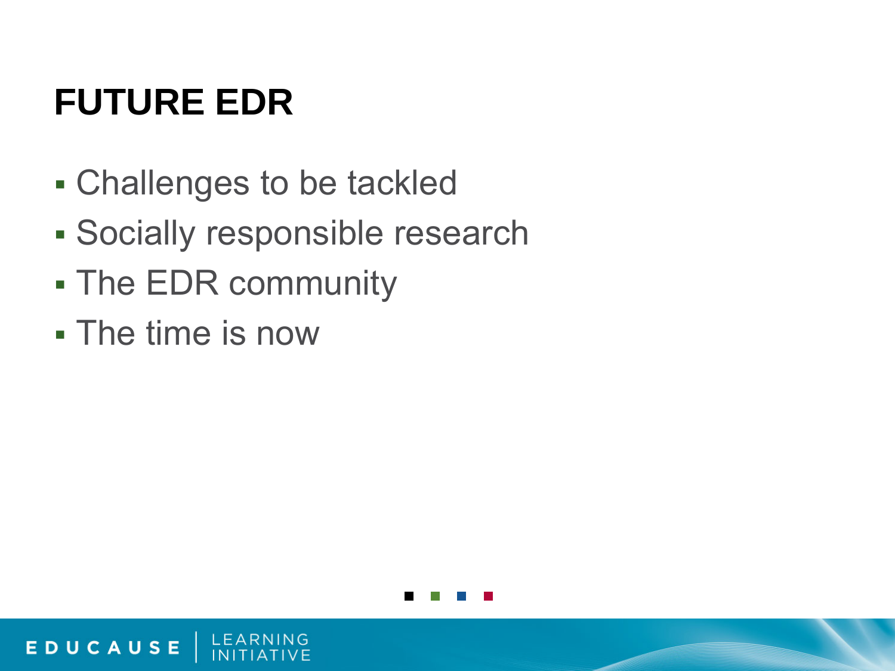# FUTURE EDR

- Challenges to be tackled
- Socially responsible research
- The EDR community
- The time is now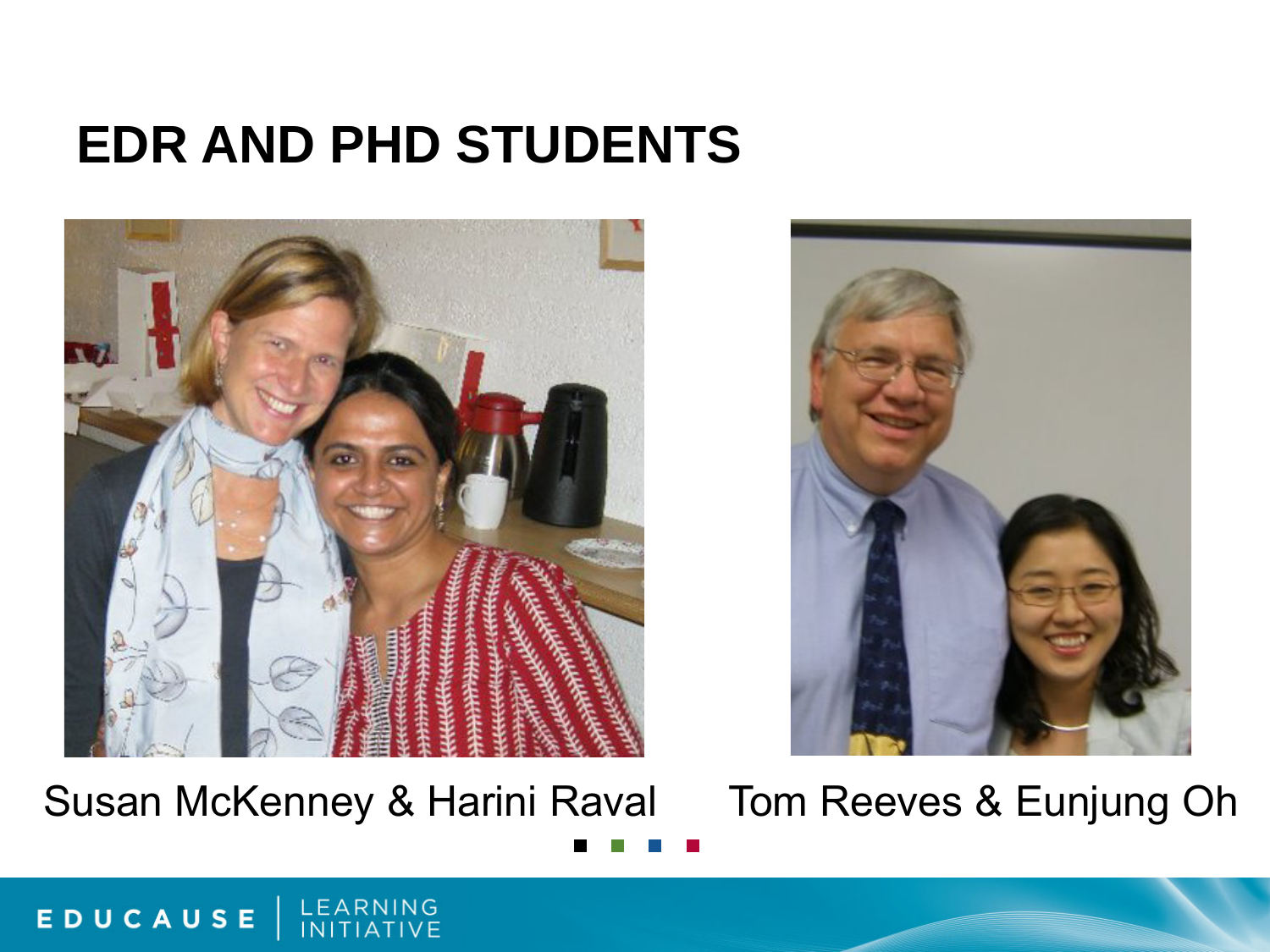# EDR AND PHD STUDENTS

Susan McKenney & Harini Raval

Tom Reeves & Eunjung Oh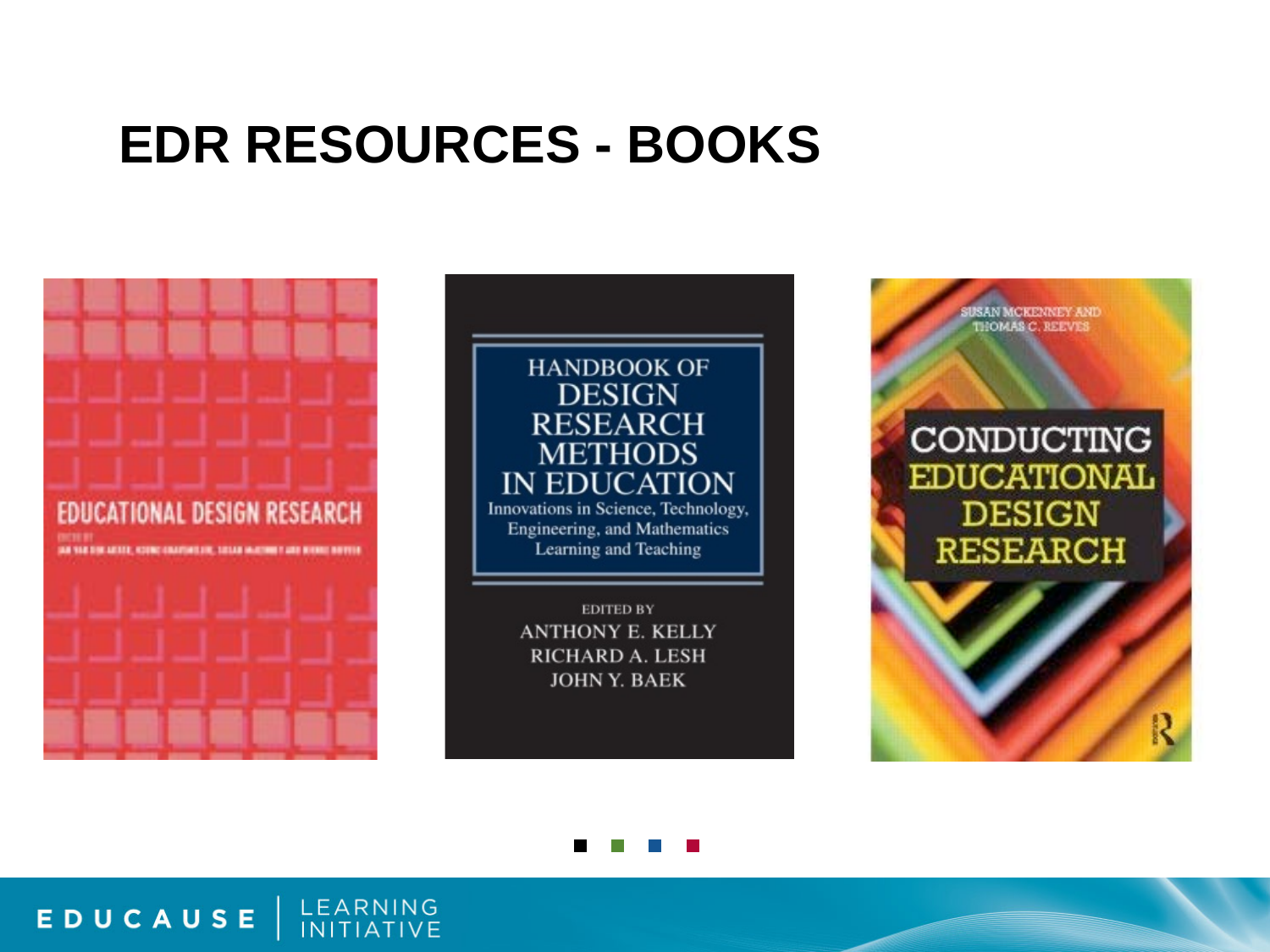# EDR RESOURCES - BOOKS

EDUCATIONAL DESIGN RESEARCH

HANDBOOK OF DESIGN RESEARCH METHODS IN EDUCATION

Innovations in Science, Technology, Engineering, and Mathematics Learning and Teaching

EDITED BY
ANTHONY E. KELLY
RICHARD A. LESH
JOHN Y. BAEK

SUSAN MCKENNEY AND THOMAS C. REEVES

CONDUCTING EDUCATIONAL DESIGN RESEARCH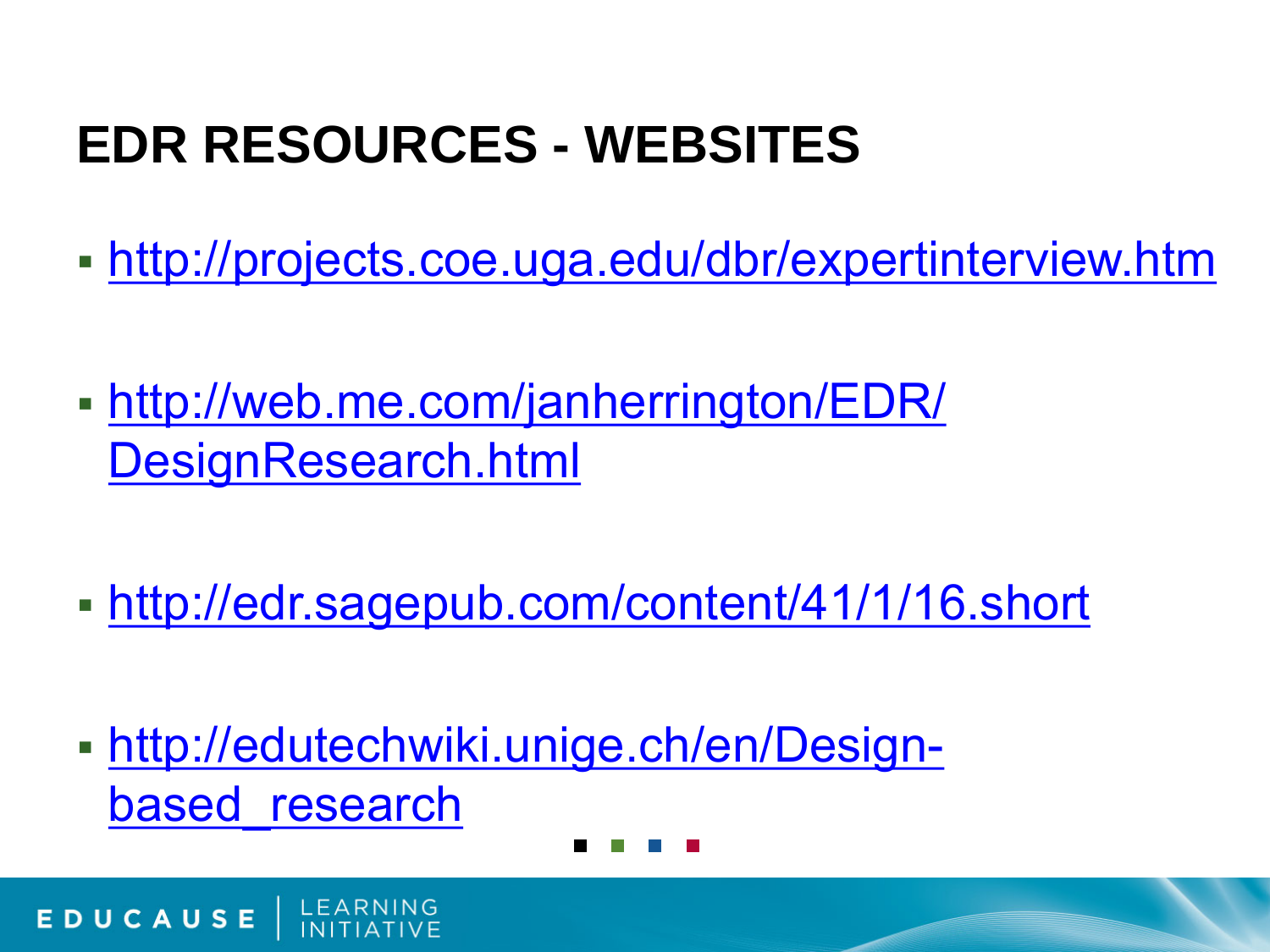# EDR RESOURCES - WEBSITES

- http://projects.coe.uga.edu/dbr/expertinterview.htm
- http://web.me.com/janherrington/EDR/DesignResearch.html
- http://edr.sagepub.com/content/41/1/16.short
- http://edutechwiki.unige.ch/en/Design-based_research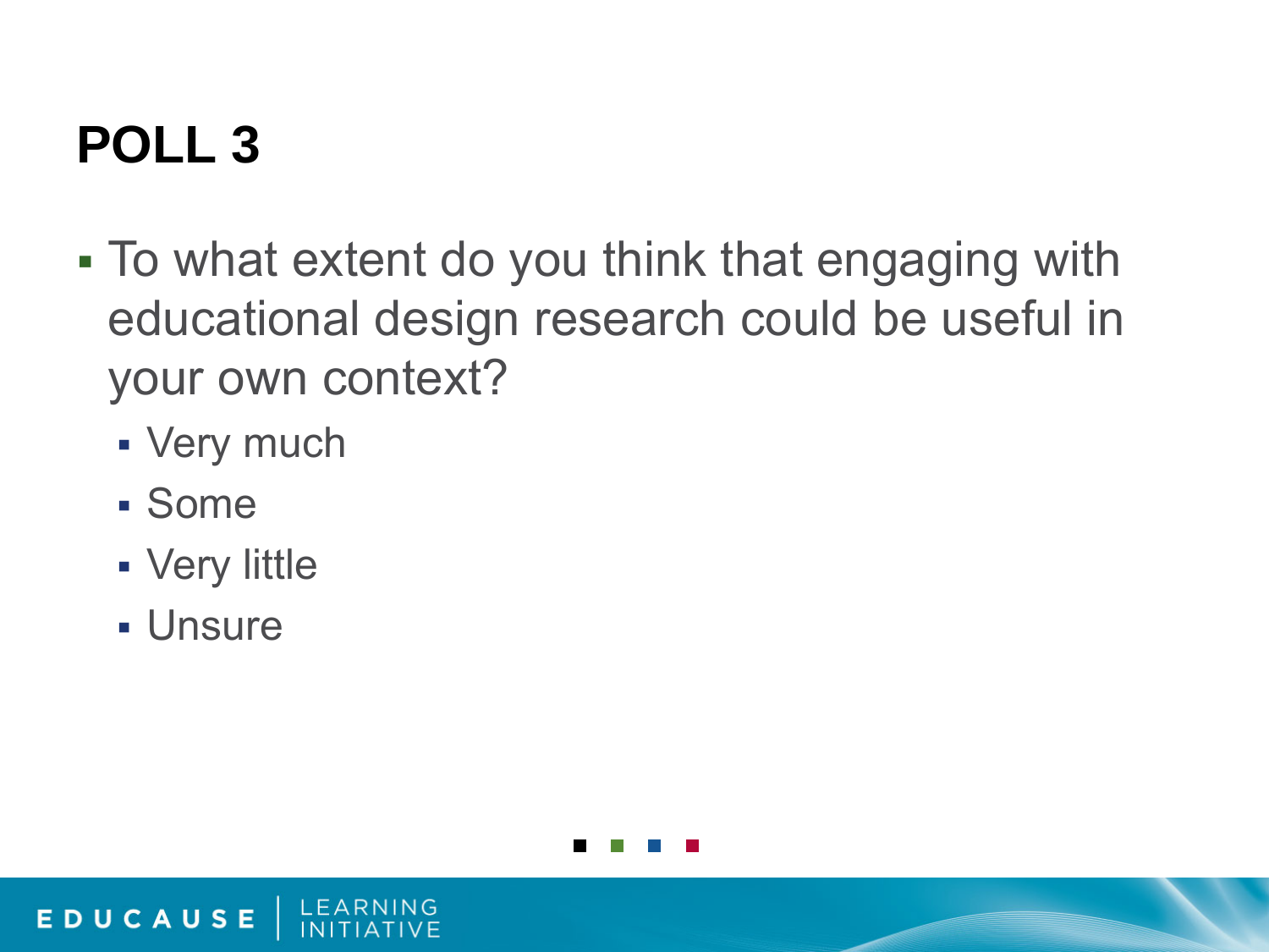# POLL 3

- To what extent do you think that engaging with educational design research could be useful in your own context?
  - Very much
  - Some
  - Very little
  - Unsure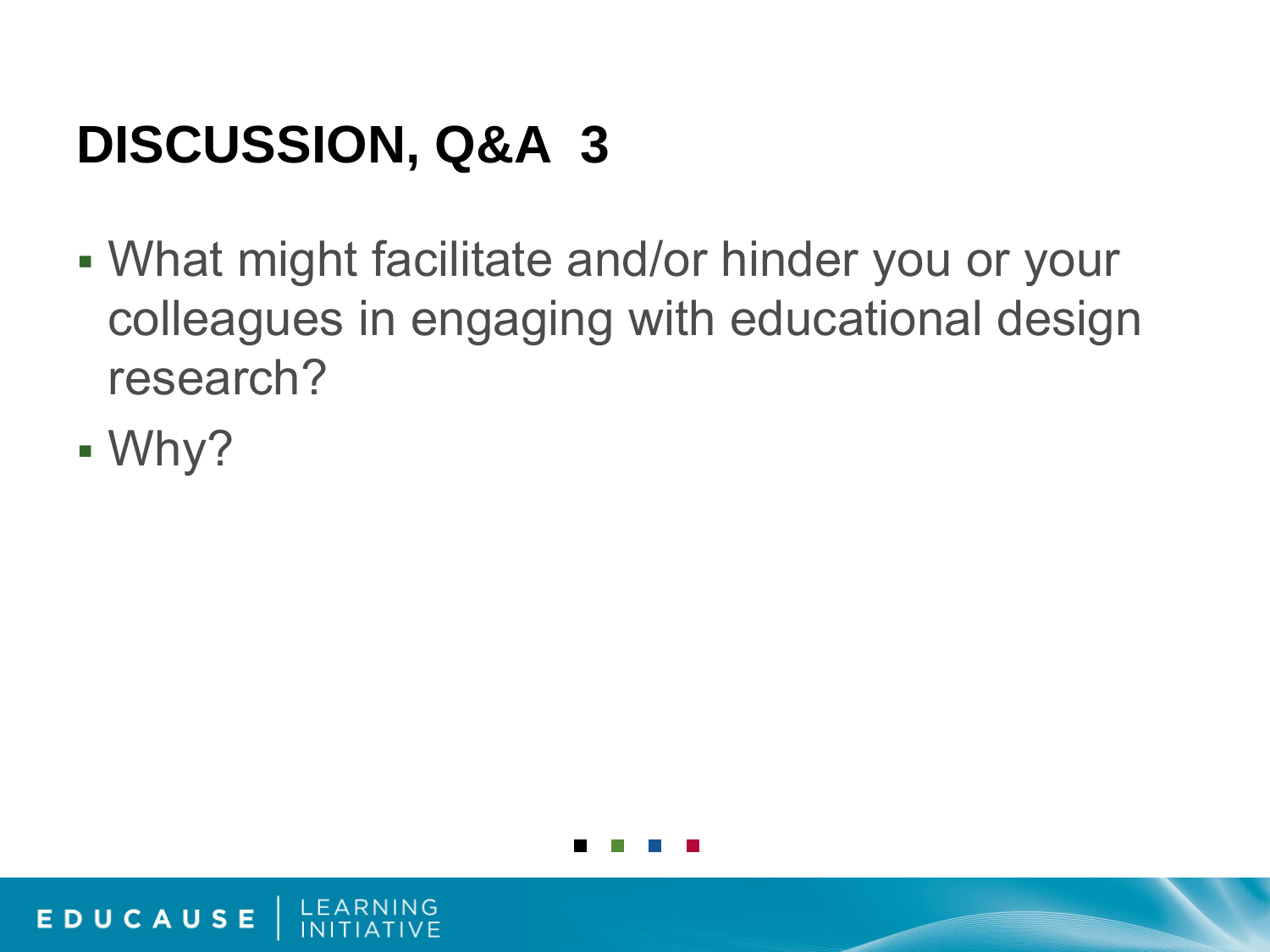# DISCUSSION, Q&A 3

- What might facilitate and/or hinder you or your colleagues in engaging with educational design research?
- Why?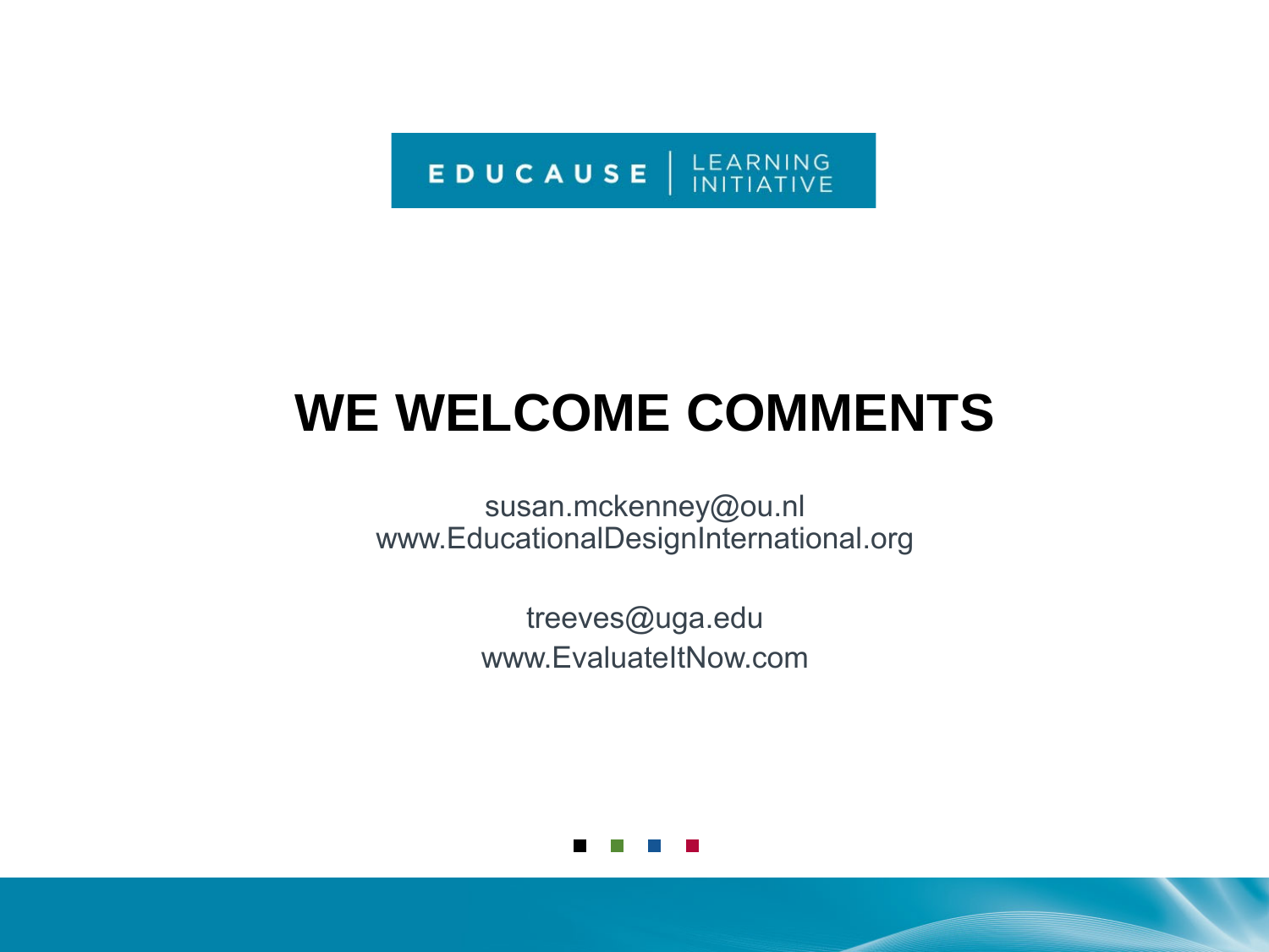EDUCAUSE | LEARNING INITIATIVE

# WE WELCOME COMMENTS

susan.mckenney@ou.nl
www.EducationalDesignInternational.org

treeves@uga.edu
www.EvaluateItNow.com